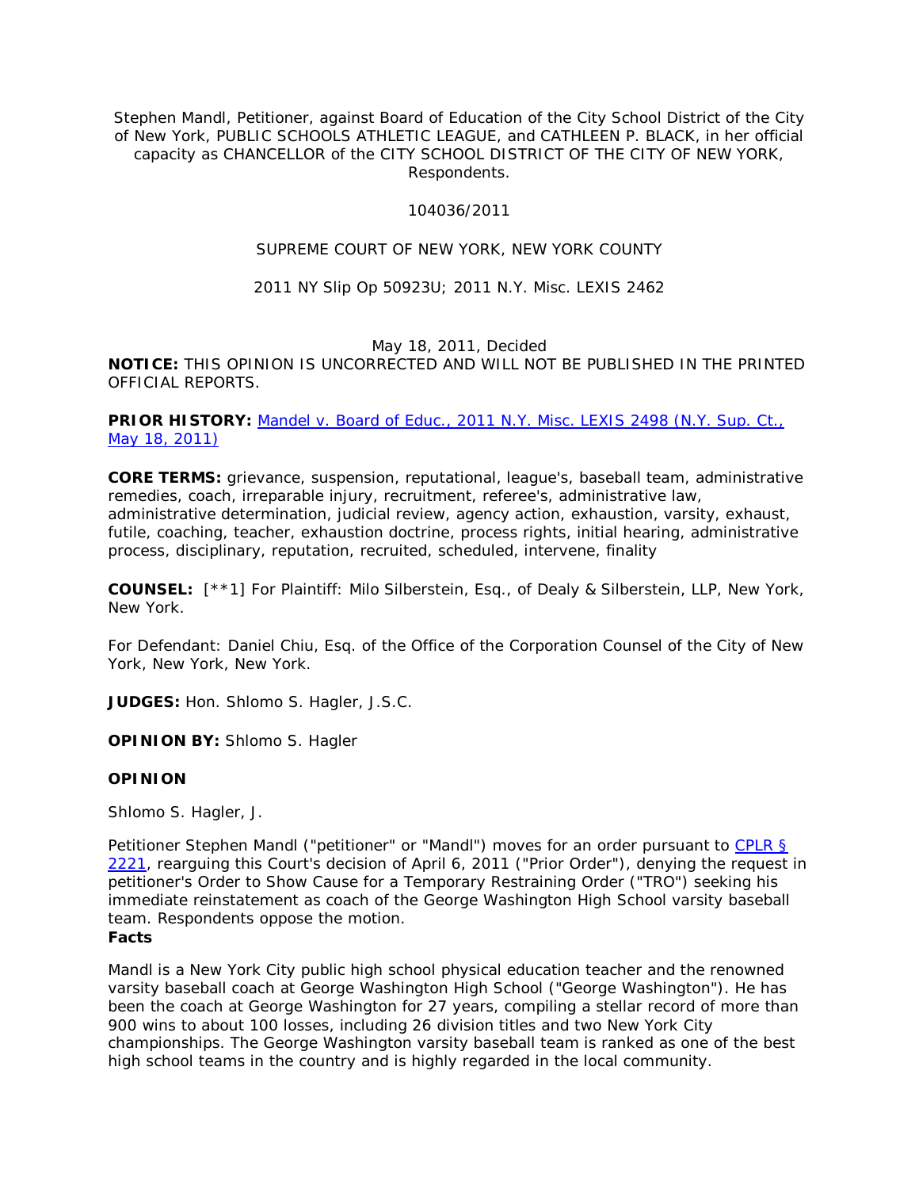Stephen Mandl, Petitioner, against Board of Education of the City School District of the City of New York, PUBLIC SCHOOLS ATHLETIC LEAGUE, and CATHLEEN P. BLACK, in her official capacity as CHANCELLOR of the CITY SCHOOL DISTRICT OF THE CITY OF NEW YORK, Respondents.

104036/2011

SUPREME COURT OF NEW YORK, NEW YORK COUNTY

2011 NY Slip Op 50923U; 2011 N.Y. Misc. LEXIS 2462

May 18, 2011, Decided

**NOTICE:** THIS OPINION IS UNCORRECTED AND WILL NOT BE PUBLISHED IN THE PRINTED OFFICIAL REPORTS.

**PRIOR HISTORY:** Mandel v. Board of Educ., 2011 N.Y. Misc. LEXIS 2498 (N.Y. Sup. Ct., May 18, 2011)

**CORE TERMS:** grievance, suspension, reputational, league's, baseball team, administrative remedies, coach, irreparable injury, recruitment, referee's, administrative law, administrative determination, judicial review, agency action, exhaustion, varsity, exhaust, futile, coaching, teacher, exhaustion doctrine, process rights, initial hearing, administrative process, disciplinary, reputation, recruited, scheduled, intervene, finality

**COUNSEL:** [**1] For Plaintiff: Milo Silberstein, Esq., of Dealy & Silberstein, LLP, New York, New York.

For Defendant: Daniel Chiu, Esq. of the Office of the Corporation Counsel of the City of New York, New York, New York.

**JUDGES:** Hon. Shlomo S. Hagler, J.S.C.

**OPINION BY:** Shlomo S. Hagler

**OPINION**

Shlomo S. Hagler, J.

Petitioner Stephen Mandl ("petitioner" or "Mandl") moves for an order pursuant to CPLR § 2221, rearguing this Court's decision of April 6, 2011 ("Prior Order"), denying the request in petitioner's Order to Show Cause for a Temporary Restraining Order ("TRO") seeking his immediate reinstatement as coach of the George Washington High School varsity baseball team. Respondents oppose the motion.

**Facts**

Mandl is a New York City public high school physical education teacher and the renowned varsity baseball coach at George Washington High School ("George Washington"). He has been the coach at George Washington for 27 years, compiling a stellar record of more than 900 wins to about 100 losses, including 26 division titles and two New York City championships. The George Washington varsity baseball team is ranked as one of the best high school teams in the country and is highly regarded in the local community.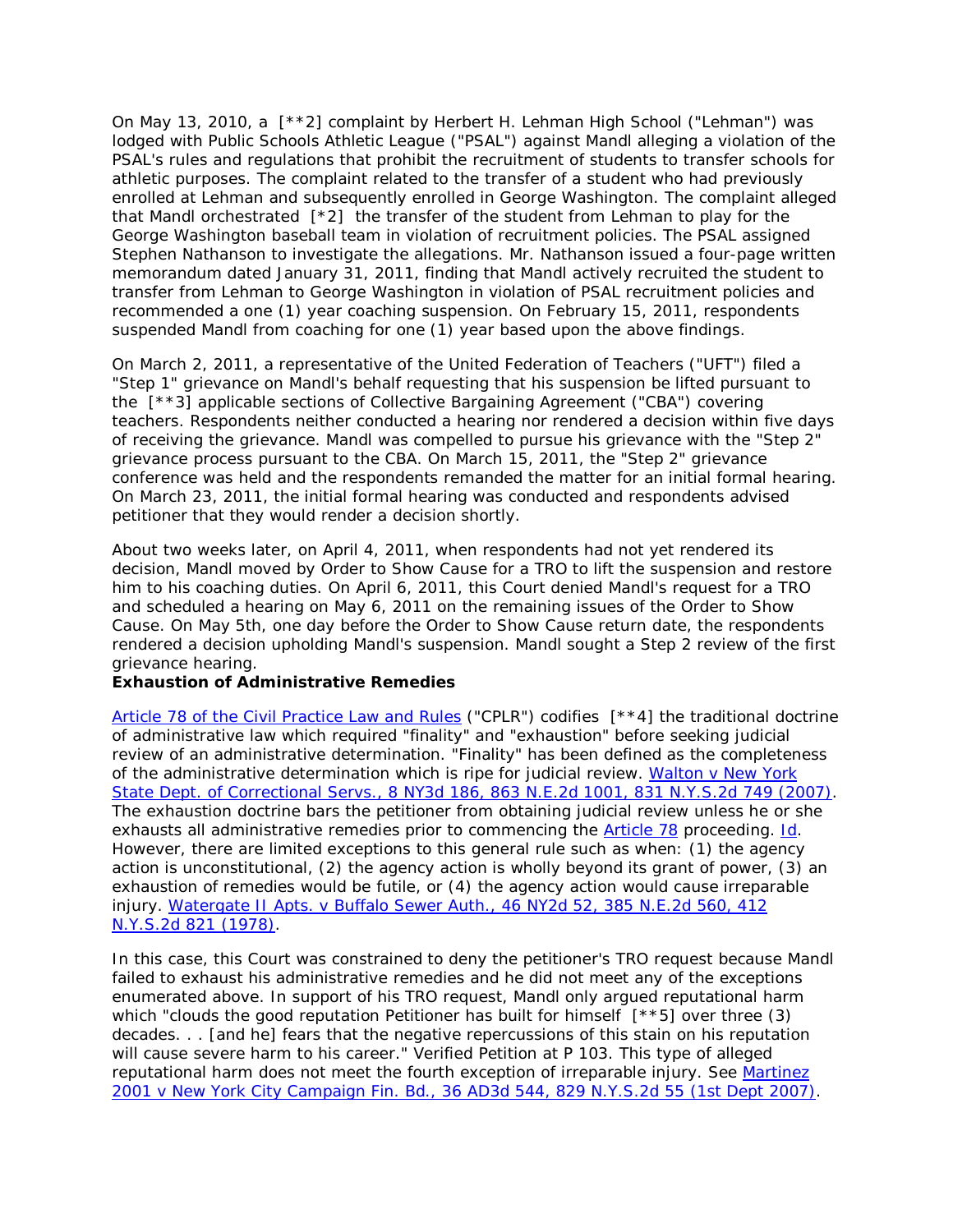On May 13, 2010, a [**2] complaint by Herbert H. Lehman High School ("Lehman") was lodged with Public Schools Athletic League ("PSAL") against Mandl alleging a violation of the PSAL's rules and regulations that prohibit the recruitment of students to transfer schools for athletic purposes. The complaint related to the transfer of a student who had previously enrolled at Lehman and subsequently enrolled in George Washington. The complaint alleged that Mandl orchestrated [*2] the transfer of the student from Lehman to play for the George Washington baseball team in violation of recruitment policies. The PSAL assigned Stephen Nathanson to investigate the allegations. Mr. Nathanson issued a four-page written memorandum dated January 31, 2011, finding that Mandl actively recruited the student to transfer from Lehman to George Washington in violation of PSAL recruitment policies and recommended a one (1) year coaching suspension. On February 15, 2011, respondents suspended Mandl from coaching for one (1) year based upon the above findings.

On March 2, 2011, a representative of the United Federation of Teachers ("UFT") filed a "Step 1" grievance on Mandl's behalf requesting that his suspension be lifted pursuant to the [**3] applicable sections of Collective Bargaining Agreement ("CBA") covering teachers. Respondents neither conducted a hearing nor rendered a decision within five days of receiving the grievance. Mandl was compelled to pursue his grievance with the "Step 2" grievance process pursuant to the CBA. On March 15, 2011, the "Step 2" grievance conference was held and the respondents remanded the matter for an initial formal hearing. On March 23, 2011, the initial formal hearing was conducted and respondents advised petitioner that they would render a decision shortly.

About two weeks later, on April 4, 2011, when respondents had not yet rendered its decision, Mandl moved by Order to Show Cause for a TRO to lift the suspension and restore him to his coaching duties. On April 6, 2011, this Court denied Mandl's request for a TRO and scheduled a hearing on May 6, 2011 on the remaining issues of the Order to Show Cause. On May 5th, one day before the Order to Show Cause return date, the respondents rendered a decision upholding Mandl's suspension. Mandl sought a Step 2 review of the first grievance hearing.

**Exhaustion of Administrative Remedies**

Article 78 of the Civil Practice Law and Rules ("CPLR") codifies [**4] the traditional doctrine of administrative law which required "finality" and "exhaustion" before seeking judicial review of an administrative determination. "Finality" has been defined as the completeness of the administrative determination which is ripe for judicial review. Walton v New York State Dept. of Correctional Servs., 8 NY3d 186, 863 N.E.2d 1001, 831 N.Y.S.2d 749 (2007). The exhaustion doctrine bars the petitioner from obtaining judicial review unless he or she exhausts all administrative remedies prior to commencing the Article 78 proceeding. Id. However, there are limited exceptions to this general rule such as when: (1) the agency action is unconstitutional, (2) the agency action is wholly beyond its grant of power, (3) an exhaustion of remedies would be futile, or (4) the agency action would cause irreparable injury. Watergate II Apts. v Buffalo Sewer Auth., 46 NY2d 52, 385 N.E.2d 560, 412 N.Y.S.2d 821 (1978).

In this case, this Court was constrained to deny the petitioner's TRO request because Mandl failed to exhaust his administrative remedies and he did not meet any of the exceptions enumerated above. In support of his TRO request, Mandl only argued reputational harm which "clouds the good reputation Petitioner has built for himself [**5] over three (3) decades. . . [and he] fears that the negative repercussions of this stain on his reputation will cause severe harm to his career." Verified Petition at P 103. This type of alleged reputational harm does not meet the fourth exception of irreparable injury. See Martinez 2001 v New York City Campaign Fin. Bd., 36 AD3d 544, 829 N.Y.S.2d 55 (1st Dept 2007).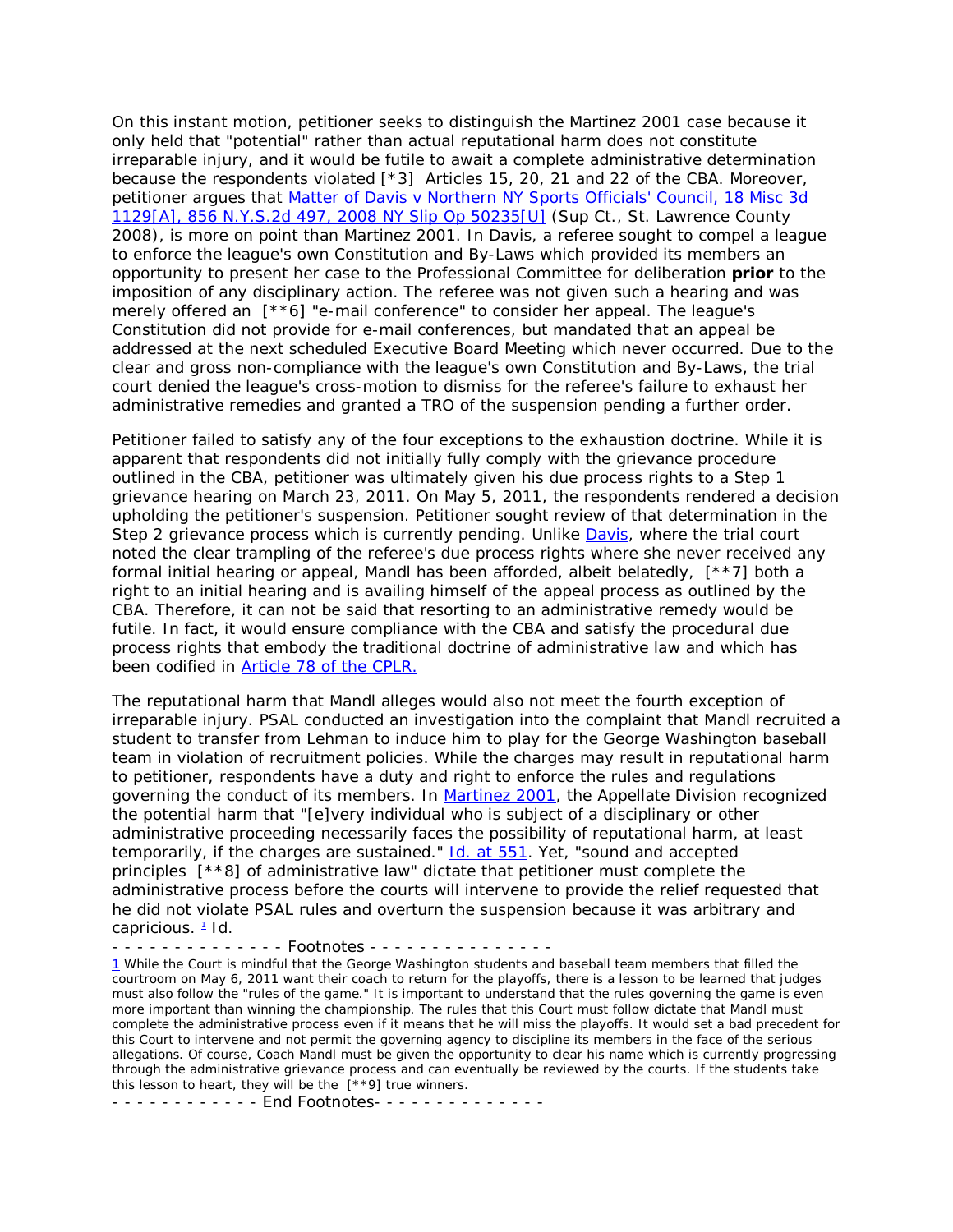On this instant motion, petitioner seeks to distinguish the Martinez 2001 case because it only held that "potential" rather than actual reputational harm does not constitute irreparable injury, and it would be futile to await a complete administrative determination because the respondents violated [*3] Articles 15, 20, 21 and 22 of the CBA. Moreover, petitioner argues that Matter of Davis v Northern NY Sports Officials' Council, 18 Misc 3d 1129[A], 856 N.Y.S.2d 497, 2008 NY Slip Op 50235[U] (Sup Ct., St. Lawrence County 2008), is more on point than Martinez 2001. In Davis, a referee sought to compel a league to enforce the league's own Constitution and By-Laws which provided its members an opportunity to present her case to the Professional Committee for deliberation **prior** to the imposition of any disciplinary action. The referee was not given such a hearing and was merely offered an [**6] "e-mail conference" to consider her appeal. The league's Constitution did not provide for e-mail conferences, but mandated that an appeal be addressed at the next scheduled Executive Board Meeting which never occurred. Due to the clear and gross non-compliance with the league's own Constitution and By-Laws, the trial court denied the league's cross-motion to dismiss for the referee's failure to exhaust her administrative remedies and granted a TRO of the suspension pending a further order.

Petitioner failed to satisfy any of the four exceptions to the exhaustion doctrine. While it is apparent that respondents did not initially fully comply with the grievance procedure outlined in the CBA, petitioner was ultimately given his due process rights to a Step 1 grievance hearing on March 23, 2011. On May 5, 2011, the respondents rendered a decision upholding the petitioner's suspension. Petitioner sought review of that determination in the Step 2 grievance process which is currently pending. Unlike Davis, where the trial court noted the clear trampling of the referee's due process rights where she never received any formal initial hearing or appeal, Mandl has been afforded, albeit belatedly, [**7] both a right to an initial hearing and is availing himself of the appeal process as outlined by the CBA. Therefore, it can not be said that resorting to an administrative remedy would be futile. In fact, it would ensure compliance with the CBA and satisfy the procedural due process rights that embody the traditional doctrine of administrative law and which has been codified in Article 78 of the CPLR.

The reputational harm that Mandl alleges would also not meet the fourth exception of irreparable injury. PSAL conducted an investigation into the complaint that Mandl recruited a student to transfer from Lehman to induce him to play for the George Washington baseball team in violation of recruitment policies. While the charges may result in reputational harm to petitioner, respondents have a duty and right to enforce the rules and regulations governing the conduct of its members. In Martinez 2001, the Appellate Division recognized the potential harm that "[e]very individual who is subject of a disciplinary or other administrative proceeding necessarily faces the possibility of reputational harm, at least temporarily, if the charges are sustained." Id. at 551. Yet, "sound and accepted principles [**8] of administrative law" dictate that petitioner must complete the administrative process before the courts will intervene to provide the relief requested that he did not violate PSAL rules and overturn the suspension because it was arbitrary and capricious. [1] Id.

- - - - - - - - - - - - - - Footnotes - - - - - - - - - - - - - - -

[1] While the Court is mindful that the George Washington students and baseball team members that filled the courtroom on May 6, 2011 want their coach to return for the playoffs, there is a lesson to be learned that judges must also follow the "rules of the game." It is important to understand that the rules governing the game is even more important than winning the championship. The rules that this Court must follow dictate that Mandl must complete the administrative process even if it means that he will miss the playoffs. It would set a bad precedent for this Court to intervene and not permit the governing agency to discipline its members in the face of the serious allegations. Of course, Coach Mandl must be given the opportunity to clear his name which is currently progressing through the administrative grievance process and can eventually be reviewed by the courts. If the students take this lesson to heart, they will be the [**9] true winners.

- - - - - - - - - - - - End Footnotes- - - - - - - - - - - - - -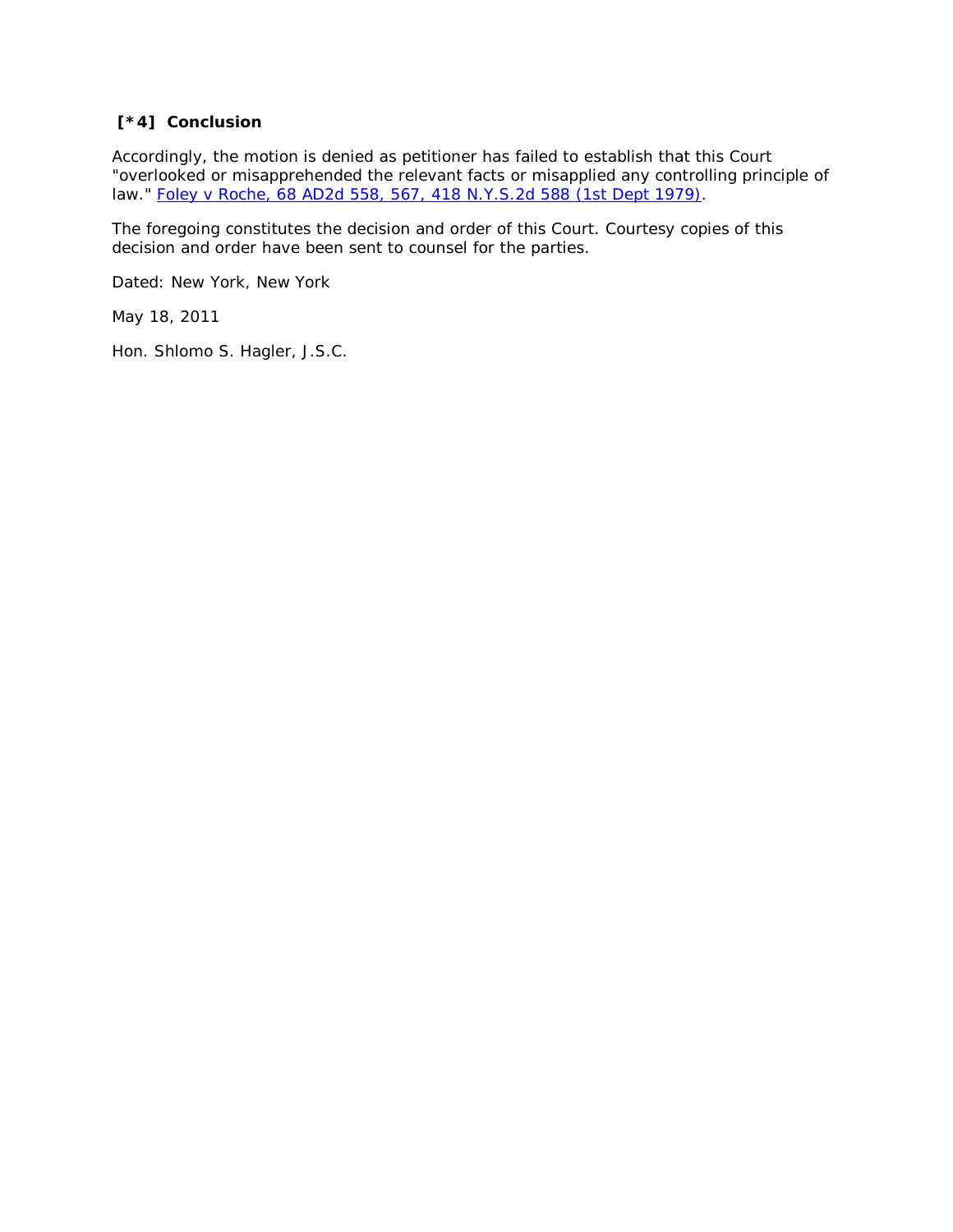**[*4] Conclusion**

Accordingly, the motion is denied as petitioner has failed to establish that this Court "overlooked or misapprehended the relevant facts or misapplied any controlling principle of law." Foley v Roche, 68 AD2d 558, 567, 418 N.Y.S.2d 588 (1st Dept 1979).

The foregoing constitutes the decision and order of this Court. Courtesy copies of this decision and order have been sent to counsel for the parties.

Dated: New York, New York

May 18, 2011

Hon. Shlomo S. Hagler, J.S.C.